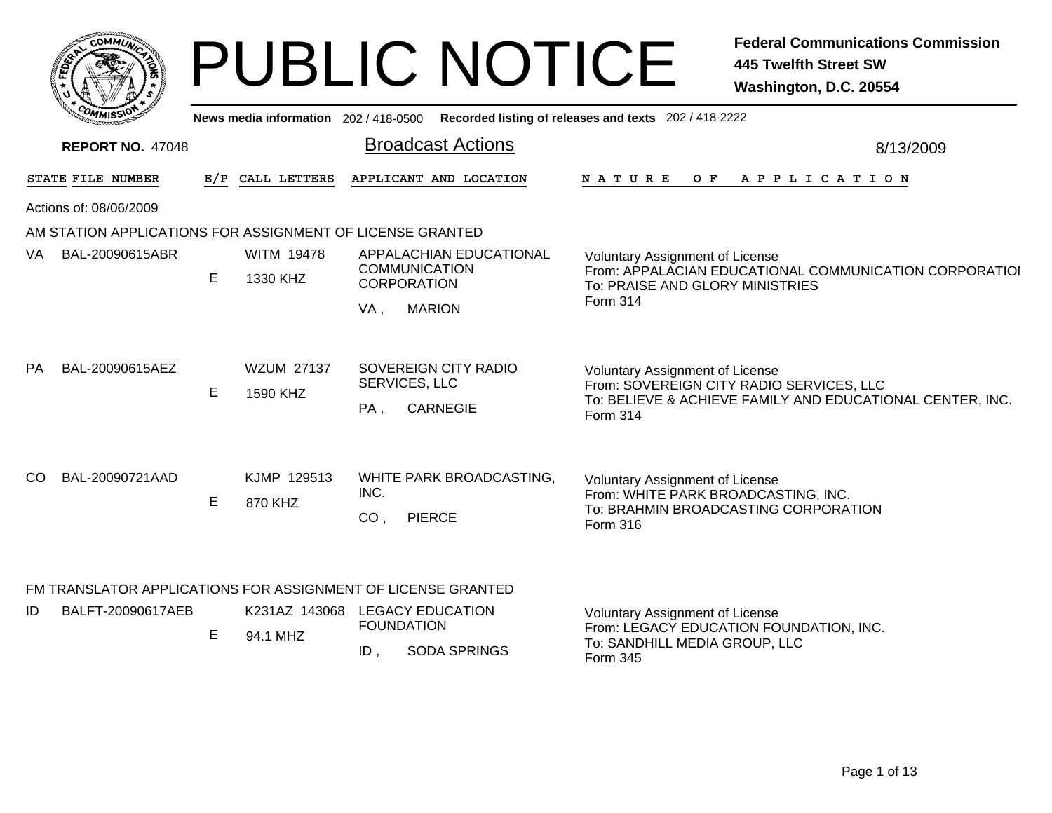# PUBLIC NOTICE

**Federal Communications Commission**
**445 Twelfth Street SW**
**Washington, D.C. 20554**

News media information 202 / 418-0500 Recorded listing of releases and texts 202 / 418-2222

**REPORT NO.** 47048

## Broadcast Actions

8/13/2009

| STATE | FILE NUMBER | E/P | CALL LETTERS | APPLICANT AND LOCATION | NATURE OF APPLICATION |
|---|---|---|---|---|---|

Actions of: 08/06/2009

### AM STATION APPLICATIONS FOR ASSIGNMENT OF LICENSE GRANTED

| STATE | FILE NUMBER | E/P | CALL LETTERS | APPLICANT AND LOCATION | NATURE OF APPLICATION |
|---|---|---|---|---|---|
| VA | BAL-20090615ABR | E | WITM 19478<br>1330 KHZ | APPALACHIAN EDUCATIONAL COMMUNICATION CORPORATION<br>VA , MARION | Voluntary Assignment of License<br>From: APPALACIAN EDUCATIONAL COMMUNICATION CORPORATIOI<br>To: PRAISE AND GLORY MINISTRIES<br>Form 314 |
| PA | BAL-20090615AEZ | E | WZUM 27137<br>1590 KHZ | SOVEREIGN CITY RADIO SERVICES, LLC<br>PA , CARNEGIE | Voluntary Assignment of License<br>From: SOVEREIGN CITY RADIO SERVICES, LLC<br>To: BELIEVE & ACHIEVE FAMILY AND EDUCATIONAL CENTER, INC.<br>Form 314 |
| CO | BAL-20090721AAD | E | KJMP 129513<br>870 KHZ | WHITE PARK BROADCASTING, INC.<br>CO , PIERCE | Voluntary Assignment of License<br>From: WHITE PARK BROADCASTING, INC.<br>To: BRAHMIN BROADCASTING CORPORATION<br>Form 316 |

### FM TRANSLATOR APPLICATIONS FOR ASSIGNMENT OF LICENSE GRANTED

| STATE | FILE NUMBER | E/P | CALL LETTERS | APPLICANT AND LOCATION | NATURE OF APPLICATION |
|---|---|---|---|---|---|
| ID | BALFT-20090617AEB | E | K231AZ 143068<br>94.1 MHZ | LEGACY EDUCATION FOUNDATION<br>ID , SODA SPRINGS | Voluntary Assignment of License<br>From: LEGACY EDUCATION FOUNDATION, INC.<br>To: SANDHILL MEDIA GROUP, LLC<br>Form 345 |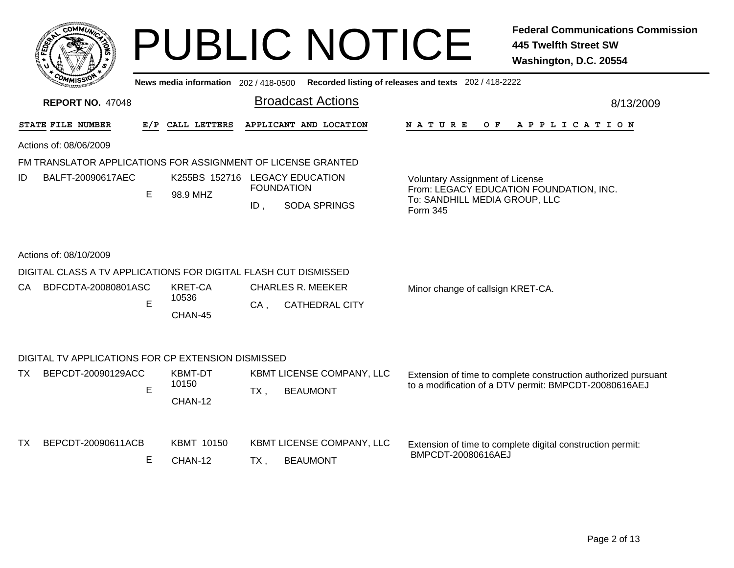# PUBLIC NOTICE

**Federal Communications Commission**
**445 Twelfth Street SW**
**Washington, D.C. 20554**

**News media information** 202 / 418-0500 **Recorded listing of releases and texts** 202 / 418-2222

**REPORT NO.** 47048

## Broadcast Actions

8/13/2009

| STATE | FILE NUMBER | E/P | CALL LETTERS | APPLICANT AND LOCATION | NATURE OF APPLICATION |
|---|---|---|---|---|---|

Actions of: 08/06/2009

### FM TRANSLATOR APPLICATIONS FOR ASSIGNMENT OF LICENSE GRANTED

| STATE | FILE NUMBER | E/P | CALL LETTERS | APPLICANT AND LOCATION | NATURE OF APPLICATION |
|---|---|---|---|---|---|
| ID | BALFT-20090617AEC | E | K255BS 152716 98.9 MHZ | LEGACY EDUCATION FOUNDATION ID , SODA SPRINGS | Voluntary Assignment of License From: LEGACY EDUCATION FOUNDATION, INC. To: SANDHILL MEDIA GROUP, LLC Form 345 |

Actions of: 08/10/2009

### DIGITAL CLASS A TV APPLICATIONS FOR DIGITAL FLASH CUT DISMISSED

| STATE | FILE NUMBER | E/P | CALL LETTERS | APPLICANT AND LOCATION | NATURE OF APPLICATION |
|---|---|---|---|---|---|
| CA | BDFCDTA-20080801ASC | E | KRET-CA 10536 CHAN-45 | CHARLES R. MEEKER CA , CATHEDRAL CITY | Minor change of callsign KRET-CA. |

### DIGITAL TV APPLICATIONS FOR CP EXTENSION DISMISSED

| STATE | FILE NUMBER | E/P | CALL LETTERS | APPLICANT AND LOCATION | NATURE OF APPLICATION |
|---|---|---|---|---|---|
| TX | BEPCDT-20090129ACC | E | KBMT-DT 10150 CHAN-12 | KBMT LICENSE COMPANY, LLC TX , BEAUMONT | Extension of time to complete construction authorized pursuant to a modification of a DTV permit: BMPCDT-20080616AEJ |
| TX | BEPCDT-20090611ACB | E | KBMT 10150 CHAN-12 | KBMT LICENSE COMPANY, LLC TX , BEAUMONT | Extension of time to complete digital construction permit: BMPCDT-20080616AEJ |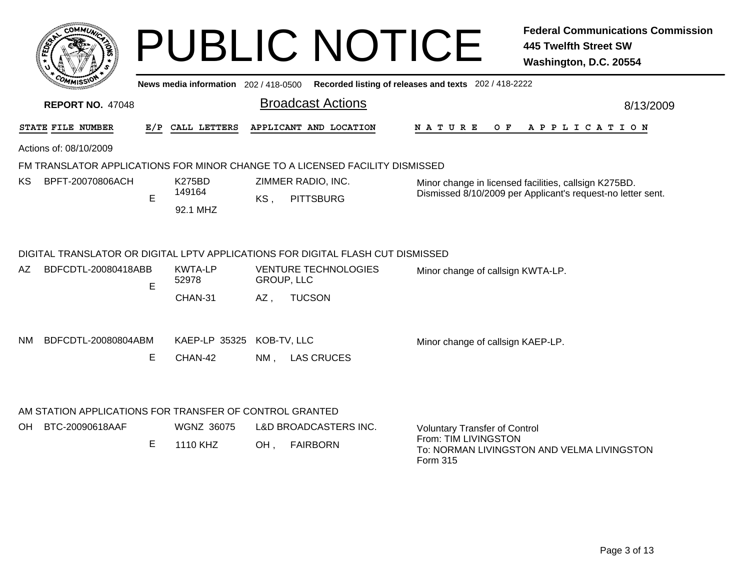# PUBLIC NOTICE

**Federal Communications Commission**
**445 Twelfth Street SW**
**Washington, D.C. 20554**

News media information 202 / 418-0500 Recorded listing of releases and texts 202 / 418-2222

**REPORT NO.** 47048

## Broadcast Actions

8/13/2009

| STATE | FILE NUMBER | E/P | CALL LETTERS | APPLICANT AND LOCATION | NATURE OF APPLICATION |
|---|---|---|---|---|---|

Actions of: 08/10/2009

### FM TRANSLATOR APPLICATIONS FOR MINOR CHANGE TO A LICENSED FACILITY DISMISSED

| STATE | FILE NUMBER | E/P | CALL LETTERS | APPLICANT AND LOCATION | NATURE OF APPLICATION |
|---|---|---|---|---|---|
| KS | BPFT-20070806ACH | E | K275BD 149164 92.1 MHZ | ZIMMER RADIO, INC. KS , PITTSBURG | Minor change in licensed facilities, callsign K275BD. Dismissed 8/10/2009 per Applicant's request-no letter sent. |

### DIGITAL TRANSLATOR OR DIGITAL LPTV APPLICATIONS FOR DIGITAL FLASH CUT DISMISSED

| STATE | FILE NUMBER | E/P | CALL LETTERS | APPLICANT AND LOCATION | NATURE OF APPLICATION |
|---|---|---|---|---|---|
| AZ | BDFCDTL-20080418ABB | E | KWTA-LP 52978 CHAN-31 | VENTURE TECHNOLOGIES GROUP, LLC AZ , TUCSON | Minor change of callsign KWTA-LP. |
| NM | BDFCDTL-20080804ABM | E | KAEP-LP 35325 CHAN-42 | KOB-TV, LLC NM , LAS CRUCES | Minor change of callsign KAEP-LP. |

### AM STATION APPLICATIONS FOR TRANSFER OF CONTROL GRANTED

| STATE | FILE NUMBER | E/P | CALL LETTERS | APPLICANT AND LOCATION | NATURE OF APPLICATION |
|---|---|---|---|---|---|
| OH | BTC-20090618AAF | E | WGNZ 36075 1110 KHZ | L&D BROADCASTERS INC. OH , FAIRBORN | Voluntary Transfer of Control From: TIM LIVINGSTON To: NORMAN LIVINGSTON AND VELMA LIVINGSTON Form 315 |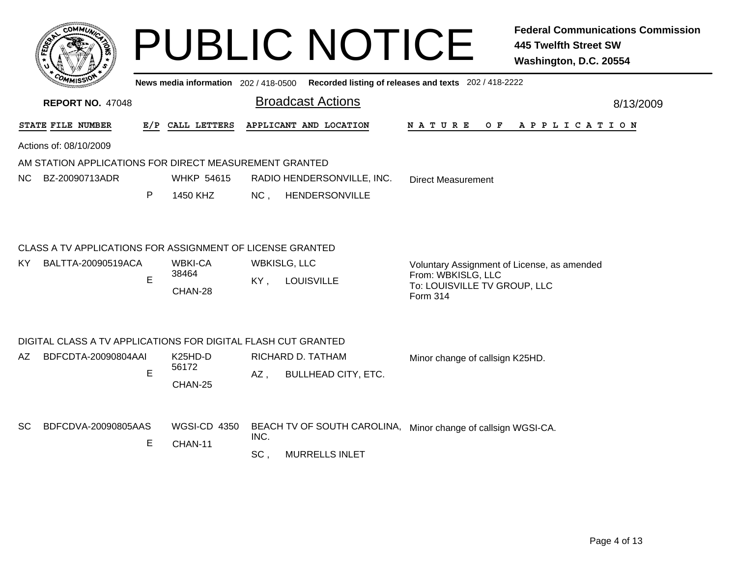# PUBLIC NOTICE

**Federal Communications Commission**
**445 Twelfth Street SW**
**Washington, D.C. 20554**

News media information 202 / 418-0500 Recorded listing of releases and texts 202 / 418-2222

**REPORT NO. 47048**

## Broadcast Actions

8/13/2009

Actions of: 08/10/2009

### AM STATION APPLICATIONS FOR DIRECT MEASUREMENT GRANTED

| STATE | FILE NUMBER | E/P | CALL LETTERS | APPLICANT AND LOCATION | NATURE OF APPLICATION |
|---|---|---|---|---|---|
| NC | BZ-20090713ADR | P | WHKP 54615<br>1450 KHZ | RADIO HENDERSONVILLE, INC.<br>NC , HENDERSONVILLE | Direct Measurement |

### CLASS A TV APPLICATIONS FOR ASSIGNMENT OF LICENSE GRANTED

| STATE | FILE NUMBER | E/P | CALL LETTERS | APPLICANT AND LOCATION | NATURE OF APPLICATION |
|---|---|---|---|---|---|
| KY | BALTTA-20090519ACA | E | WBKI-CA 38464<br>CHAN-28 | WBKISLG, LLC<br>KY , LOUISVILLE | Voluntary Assignment of License, as amended<br>From: WBKISLG, LLC<br>To: LOUISVILLE TV GROUP, LLC<br>Form 314 |

### DIGITAL CLASS A TV APPLICATIONS FOR DIGITAL FLASH CUT GRANTED

| STATE | FILE NUMBER | E/P | CALL LETTERS | APPLICANT AND LOCATION | NATURE OF APPLICATION |
|---|---|---|---|---|---|
| AZ | BDFCDTA-20090804AAI | E | K25HD-D 56172<br>CHAN-25 | RICHARD D. TATHAM<br>AZ , BULLHEAD CITY, ETC. | Minor change of callsign K25HD. |
| SC | BDFCDVA-20090805AAS | E | WGSI-CD 4350<br>CHAN-11 | BEACH TV OF SOUTH CAROLINA, INC.<br>SC , MURRELLS INLET | Minor change of callsign WGSI-CA. |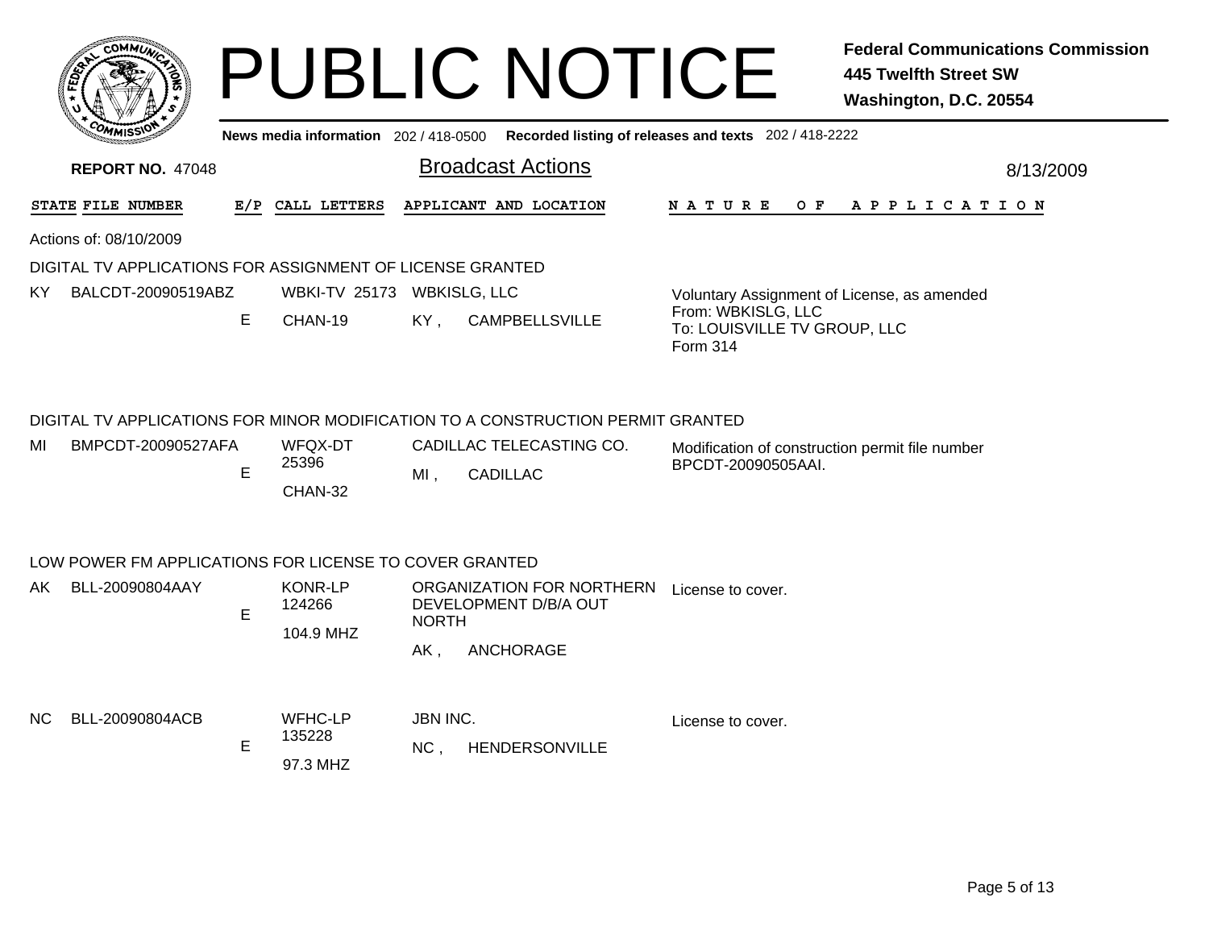# PUBLIC NOTICE

**Federal Communications Commission**
**445 Twelfth Street SW**
**Washington, D.C. 20554**

News media information 202 / 418-0500 Recorded listing of releases and texts 202 / 418-2222

**REPORT NO.** 47048

## Broadcast Actions

8/13/2009

Actions of: 08/10/2009

### DIGITAL TV APPLICATIONS FOR ASSIGNMENT OF LICENSE GRANTED

| STATE | FILE NUMBER | E/P | CALL LETTERS | APPLICANT AND LOCATION | NATURE OF APPLICATION |
|---|---|---|---|---|---|
| KY | BALCDT-20090519ABZ | E | WBKI-TV 25173 CHAN-19 | WBKISLG, LLC KY , CAMPBELLSVILLE | Voluntary Assignment of License, as amended From: WBKISLG, LLC To: LOUISVILLE TV GROUP, LLC Form 314 |

### DIGITAL TV APPLICATIONS FOR MINOR MODIFICATION TO A CONSTRUCTION PERMIT GRANTED

| STATE | FILE NUMBER | E/P | CALL LETTERS | APPLICANT AND LOCATION | NATURE OF APPLICATION |
|---|---|---|---|---|---|
| MI | BMPCDT-20090527AFA | E | WFQX-DT 25396 CHAN-32 | CADILLAC TELECASTING CO. MI , CADILLAC | Modification of construction permit file number BPCDT-20090505AAI. |

### LOW POWER FM APPLICATIONS FOR LICENSE TO COVER GRANTED

| STATE | FILE NUMBER | E/P | CALL LETTERS | APPLICANT AND LOCATION | NATURE OF APPLICATION |
|---|---|---|---|---|---|
| AK | BLL-20090804AAY | E | KONR-LP 124266 104.9 MHZ | ORGANIZATION FOR NORTHERN DEVELOPMENT D/B/A OUT NORTH AK , ANCHORAGE | License to cover. |
| NC | BLL-20090804ACB | E | WFHC-LP 135228 97.3 MHZ | JBN INC. NC , HENDERSONVILLE | License to cover. |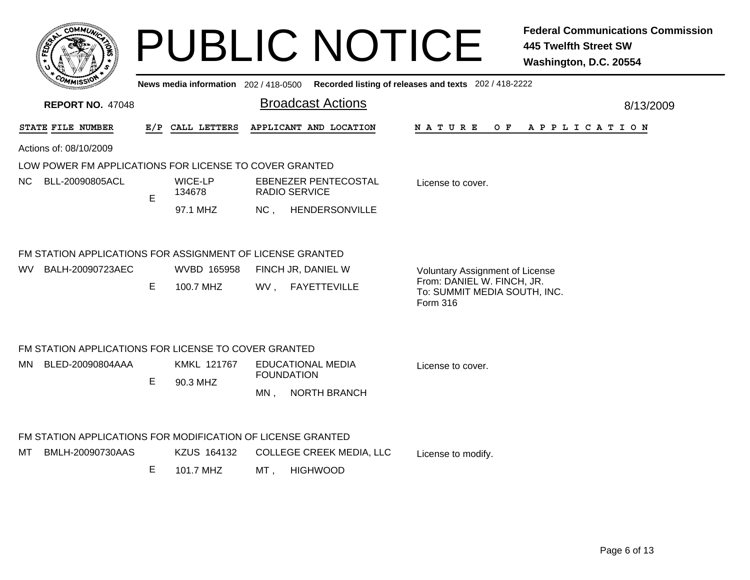# PUBLIC NOTICE

**Federal Communications Commission**
**445 Twelfth Street SW**
**Washington, D.C. 20554**

News media information 202 / 418-0500 Recorded listing of releases and texts 202 / 418-2222

**REPORT NO. 47048**

## Broadcast Actions

8/13/2009

| STATE | FILE NUMBER | E/P | CALL LETTERS | APPLICANT AND LOCATION | NATURE OF APPLICATION |
|---|---|---|---|---|---|

Actions of: 08/10/2009

### LOW POWER FM APPLICATIONS FOR LICENSE TO COVER GRANTED

| STATE | FILE NUMBER | E/P | CALL LETTERS | APPLICANT AND LOCATION | NATURE OF APPLICATION |
|---|---|---|---|---|---|
| NC | BLL-20090805ACL | E | WICE-LP 134678 97.1 MHZ | EBENEZER PENTECOSTAL RADIO SERVICE NC , HENDERSONVILLE | License to cover. |

### FM STATION APPLICATIONS FOR ASSIGNMENT OF LICENSE GRANTED

| STATE | FILE NUMBER | E/P | CALL LETTERS | APPLICANT AND LOCATION | NATURE OF APPLICATION |
|---|---|---|---|---|---|
| WV | BALH-20090723AEC | E | WVBD 165958 100.7 MHZ | FINCH JR, DANIEL W WV , FAYETTEVILLE | Voluntary Assignment of License From: DANIEL W. FINCH, JR. To: SUMMIT MEDIA SOUTH, INC. Form 316 |

### FM STATION APPLICATIONS FOR LICENSE TO COVER GRANTED

| STATE | FILE NUMBER | E/P | CALL LETTERS | APPLICANT AND LOCATION | NATURE OF APPLICATION |
|---|---|---|---|---|---|
| MN | BLED-20090804AAA | E | KMKL 121767 90.3 MHZ | EDUCATIONAL MEDIA FOUNDATION MN , NORTH BRANCH | License to cover. |

### FM STATION APPLICATIONS FOR MODIFICATION OF LICENSE GRANTED

| STATE | FILE NUMBER | E/P | CALL LETTERS | APPLICANT AND LOCATION | NATURE OF APPLICATION |
|---|---|---|---|---|---|
| MT | BMLH-20090730AAS | E | KZUS 164132 101.7 MHZ | COLLEGE CREEK MEDIA, LLC MT , HIGHWOOD | License to modify. |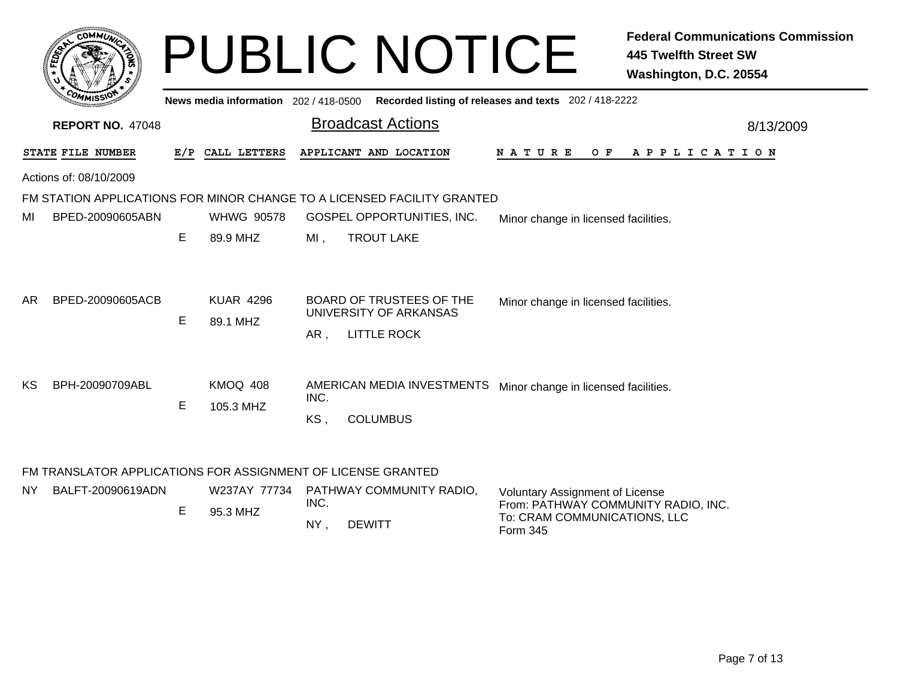# PUBLIC NOTICE

**Federal Communications Commission**
**445 Twelfth Street SW**
**Washington, D.C. 20554**

News media information 202 / 418-0500 **Recorded listing of releases and texts** 202 / 418-2222

**REPORT NO.** 47048

## Broadcast Actions

8/13/2009

Actions of: 08/10/2009

### FM STATION APPLICATIONS FOR MINOR CHANGE TO A LICENSED FACILITY GRANTED

| STATE | FILE NUMBER | E/P | CALL LETTERS | APPLICANT AND LOCATION | NATURE OF APPLICATION |
|---|---|---|---|---|---|
| MI | BPED-20090605ABN | E | WHWG 90578<br>89.9 MHZ | GOSPEL OPPORTUNITIES, INC.<br>MI , TROUT LAKE | Minor change in licensed facilities. |
| AR | BPED-20090605ACB | E | KUAR 4296<br>89.1 MHZ | BOARD OF TRUSTEES OF THE UNIVERSITY OF ARKANSAS<br>AR , LITTLE ROCK | Minor change in licensed facilities. |
| KS | BPH-20090709ABL | E | KMOQ 408<br>105.3 MHZ | AMERICAN MEDIA INVESTMENTS INC.<br>KS , COLUMBUS | Minor change in licensed facilities. |

### FM TRANSLATOR APPLICATIONS FOR ASSIGNMENT OF LICENSE GRANTED

| STATE | FILE NUMBER | E/P | CALL LETTERS | APPLICANT AND LOCATION | NATURE OF APPLICATION |
|---|---|---|---|---|---|
| NY | BALFT-20090619ADN | E | W237AY 77734<br>95.3 MHZ | PATHWAY COMMUNITY RADIO, INC.<br>NY , DEWITT | Voluntary Assignment of License<br>From: PATHWAY COMMUNITY RADIO, INC.<br>To: CRAM COMMUNICATIONS, LLC<br>Form 345 |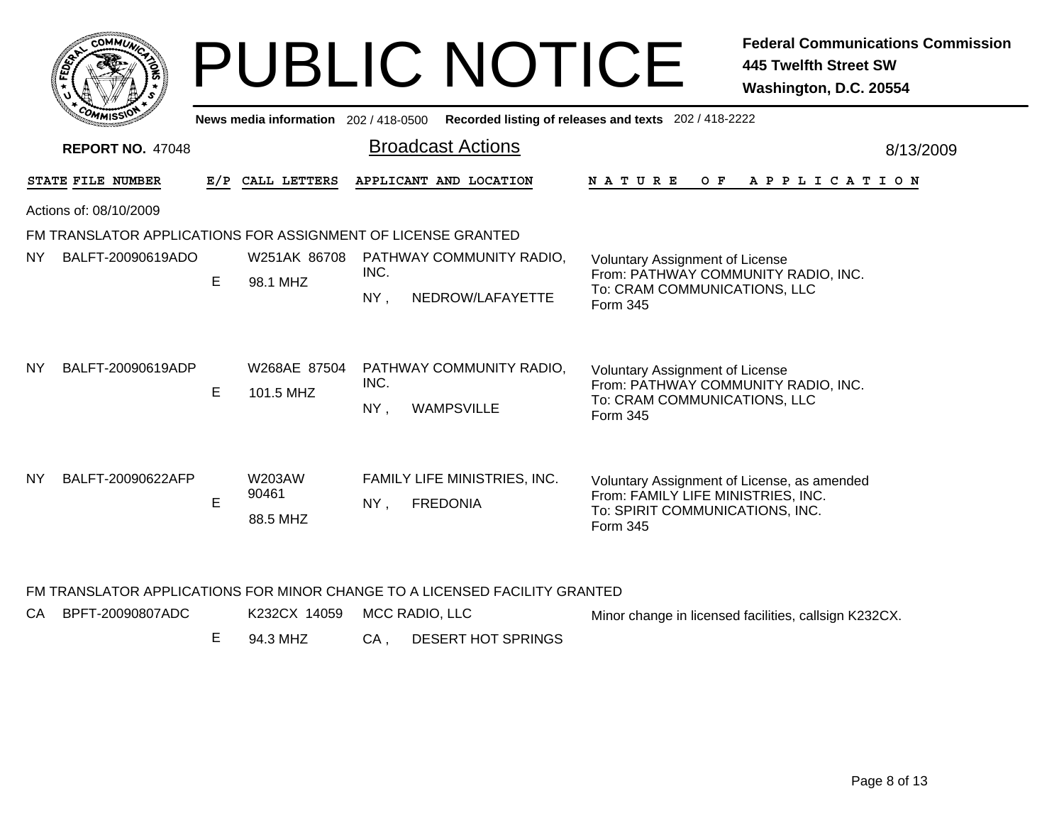# PUBLIC NOTICE

**Federal Communications Commission**
**445 Twelfth Street SW**
**Washington, D.C. 20554**

News media information 202 / 418-0500 Recorded listing of releases and texts 202 / 418-2222

**REPORT NO.** 47048

## Broadcast Actions

8/13/2009

Actions of: 08/10/2009

### FM TRANSLATOR APPLICATIONS FOR ASSIGNMENT OF LICENSE GRANTED

| STATE | FILE NUMBER | E/P | CALL LETTERS | APPLICANT AND LOCATION | NATURE OF APPLICATION |
|---|---|---|---|---|---|
| NY | BALFT-20090619ADO | E | W251AK 86708 98.1 MHZ | PATHWAY COMMUNITY RADIO, INC. NY , NEDROW/LAFAYETTE | Voluntary Assignment of License From: PATHWAY COMMUNITY RADIO, INC. To: CRAM COMMUNICATIONS, LLC Form 345 |
| NY | BALFT-20090619ADP | E | W268AE 87504 101.5 MHZ | PATHWAY COMMUNITY RADIO, INC. NY , WAMPSVILLE | Voluntary Assignment of License From: PATHWAY COMMUNITY RADIO, INC. To: CRAM COMMUNICATIONS, LLC Form 345 |
| NY | BALFT-20090622AFP | E | W203AW 90461 88.5 MHZ | FAMILY LIFE MINISTRIES, INC. NY , FREDONIA | Voluntary Assignment of License, as amended From: FAMILY LIFE MINISTRIES, INC. To: SPIRIT COMMUNICATIONS, INC. Form 345 |

### FM TRANSLATOR APPLICATIONS FOR MINOR CHANGE TO A LICENSED FACILITY GRANTED

| STATE | FILE NUMBER | E/P | CALL LETTERS | APPLICANT AND LOCATION | NATURE OF APPLICATION |
|---|---|---|---|---|---|
| CA | BPFT-20090807ADC | E | K232CX 14059 94.3 MHZ | MCC RADIO, LLC CA , DESERT HOT SPRINGS | Minor change in licensed facilities, callsign K232CX. |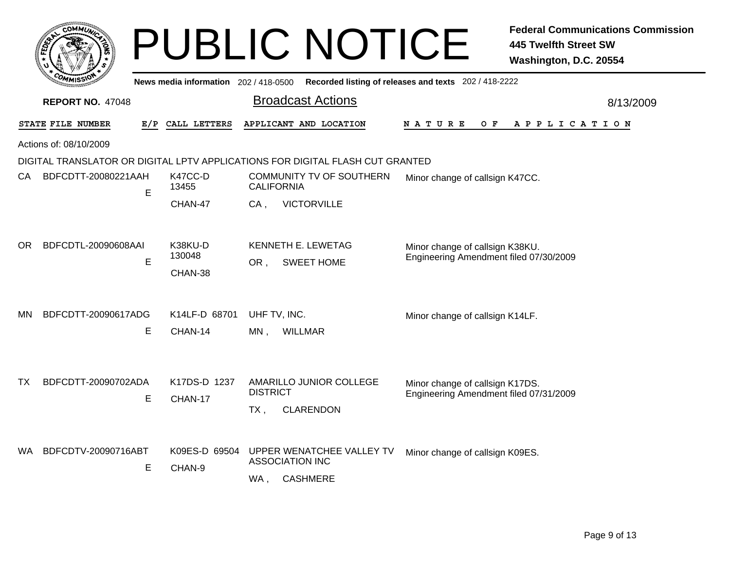# PUBLIC NOTICE

**Federal Communications Commission**
**445 Twelfth Street SW**
**Washington, D.C. 20554**

News media information 202 / 418-0500 Recorded listing of releases and texts 202 / 418-2222

**REPORT NO.** 47048

## Broadcast Actions

8/13/2009

Actions of: 08/10/2009

DIGITAL TRANSLATOR OR DIGITAL LPTV APPLICATIONS FOR DIGITAL FLASH CUT GRANTED

| STATE | FILE NUMBER | E/P | CALL LETTERS | APPLICANT AND LOCATION | NATURE OF APPLICATION |
|---|---|---|---|---|---|
| CA | BDFCDTT-20080221AAH | E | K47CC-D 13455 CHAN-47 | COMMUNITY TV OF SOUTHERN CALIFORNIA CA , VICTORVILLE | Minor change of callsign K47CC. |
| OR | BDFCDTL-20090608AAI | E | K38KU-D 130048 CHAN-38 | KENNETH E. LEWETAG OR , SWEET HOME | Minor change of callsign K38KU. Engineering Amendment filed 07/30/2009 |
| MN | BDFCDTT-20090617ADG | E | K14LF-D 68701 CHAN-14 | UHF TV, INC. MN , WILLMAR | Minor change of callsign K14LF. |
| TX | BDFCDTT-20090702ADA | E | K17DS-D 1237 CHAN-17 | AMARILLO JUNIOR COLLEGE DISTRICT TX , CLARENDON | Minor change of callsign K17DS. Engineering Amendment filed 07/31/2009 |
| WA | BDFCDTV-20090716ABT | E | K09ES-D 69504 CHAN-9 | UPPER WENATCHEE VALLEY TV ASSOCIATION INC WA , CASHMERE | Minor change of callsign K09ES. |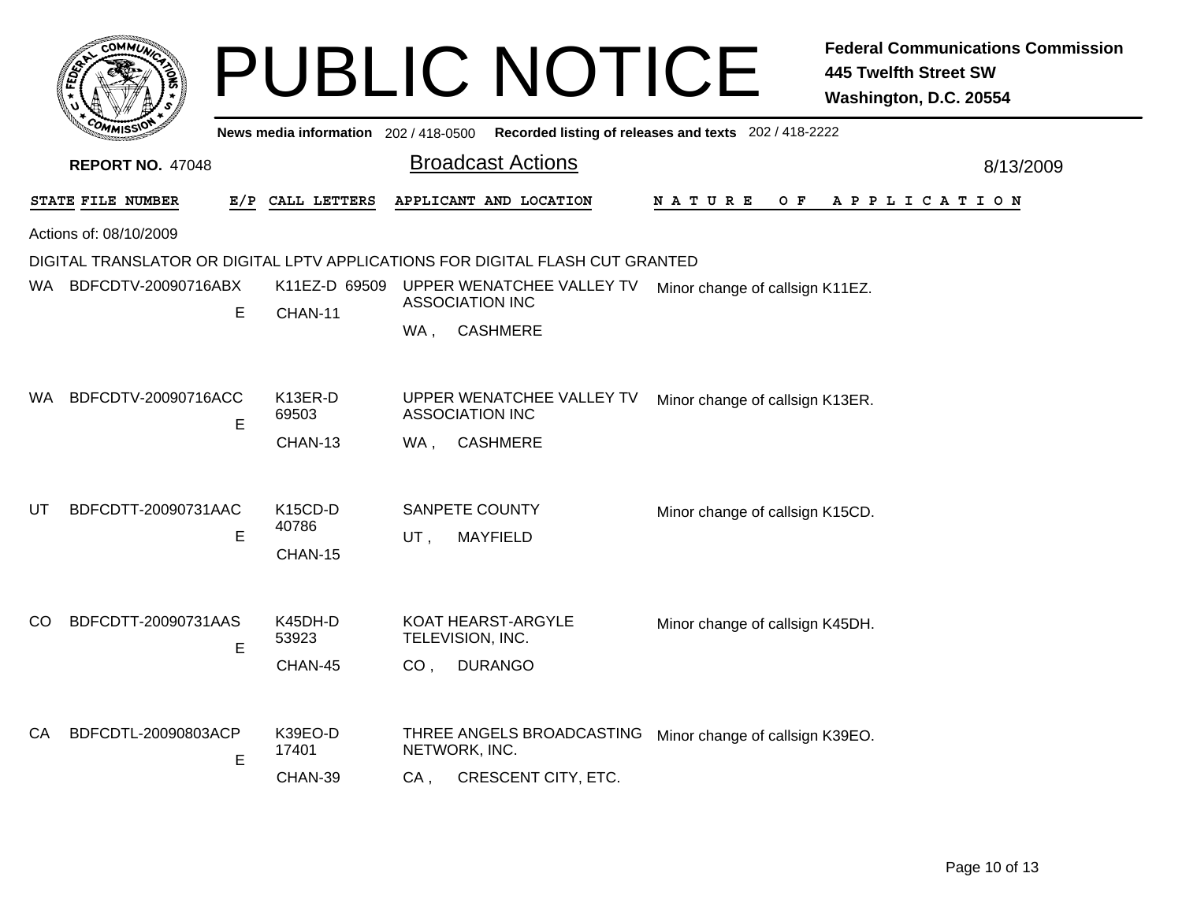# PUBLIC NOTICE

**Federal Communications Commission**
**445 Twelfth Street SW**
**Washington, D.C. 20554**

News media information 202 / 418-0500 Recorded listing of releases and texts 202 / 418-2222

**REPORT NO.** 47048

## Broadcast Actions

8/13/2009

Actions of: 08/10/2009

DIGITAL TRANSLATOR OR DIGITAL LPTV APPLICATIONS FOR DIGITAL FLASH CUT GRANTED

| STATE | FILE NUMBER | E/P | CALL LETTERS | APPLICANT AND LOCATION | NATURE OF APPLICATION |
|---|---|---|---|---|---|
| WA | BDFCDTV-20090716ABX | E | K11EZ-D 69509 CHAN-11 | UPPER WENATCHEE VALLEY TV ASSOCIATION INC WA , CASHMERE | Minor change of callsign K11EZ. |
| WA | BDFCDTV-20090716ACC | E | K13ER-D 69503 CHAN-13 | UPPER WENATCHEE VALLEY TV ASSOCIATION INC WA , CASHMERE | Minor change of callsign K13ER. |
| UT | BDFCDTT-20090731AAC | E | K15CD-D 40786 CHAN-15 | SANPETE COUNTY UT , MAYFIELD | Minor change of callsign K15CD. |
| CO | BDFCDTT-20090731AAS | E | K45DH-D 53923 CHAN-45 | KOAT HEARST-ARGYLE TELEVISION, INC. CO , DURANGO | Minor change of callsign K45DH. |
| CA | BDFCDTL-20090803ACP | E | K39EO-D 17401 CHAN-39 | THREE ANGELS BROADCASTING NETWORK, INC. CA , CRESCENT CITY, ETC. | Minor change of callsign K39EO. |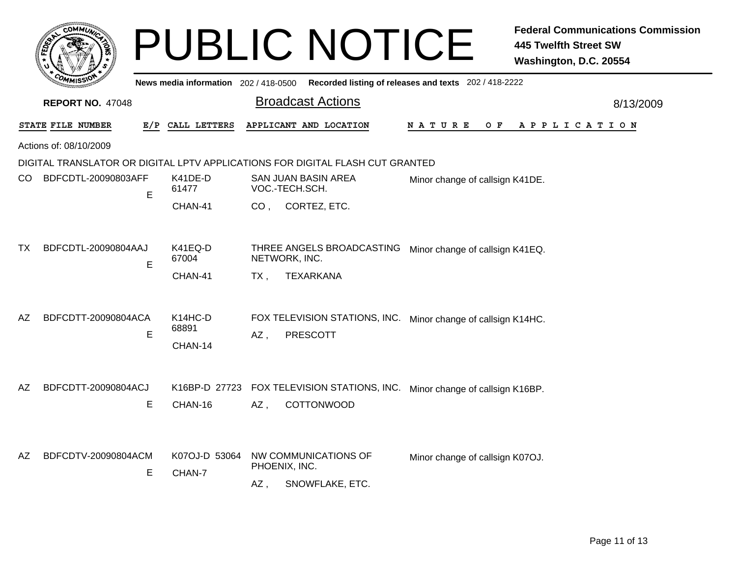# PUBLIC NOTICE

**Federal Communications Commission**
**445 Twelfth Street SW**
**Washington, D.C. 20554**

**News media information** 202 / 418-0500 **Recorded listing of releases and texts** 202 / 418-2222

**REPORT NO.** 47048

## Broadcast Actions

8/13/2009

Actions of: 08/10/2009

DIGITAL TRANSLATOR OR DIGITAL LPTV APPLICATIONS FOR DIGITAL FLASH CUT GRANTED

| STATE | FILE NUMBER | E/P | CALL LETTERS | APPLICANT AND LOCATION | NATURE OF APPLICATION |
|---|---|---|---|---|---|
| CO | BDFCDTL-20090803AFF | E | K41DE-D 61477 CHAN-41 | SAN JUAN BASIN AREA VOC.-TECH.SCH. CO , CORTEZ, ETC. | Minor change of callsign K41DE. |
| TX | BDFCDTL-20090804AAJ | E | K41EQ-D 67004 CHAN-41 | THREE ANGELS BROADCASTING NETWORK, INC. TX , TEXARKANA | Minor change of callsign K41EQ. |
| AZ | BDFCDTT-20090804ACA | E | K14HC-D 68891 CHAN-14 | FOX TELEVISION STATIONS, INC. AZ , PRESCOTT | Minor change of callsign K14HC. |
| AZ | BDFCDTT-20090804ACJ | E | K16BP-D 27723 CHAN-16 | FOX TELEVISION STATIONS, INC. AZ , COTTONWOOD | Minor change of callsign K16BP. |
| AZ | BDFCDTV-20090804ACM | E | K07OJ-D 53064 CHAN-7 | NW COMMUNICATIONS OF PHOENIX, INC. AZ , SNOWFLAKE, ETC. | Minor change of callsign K07OJ. |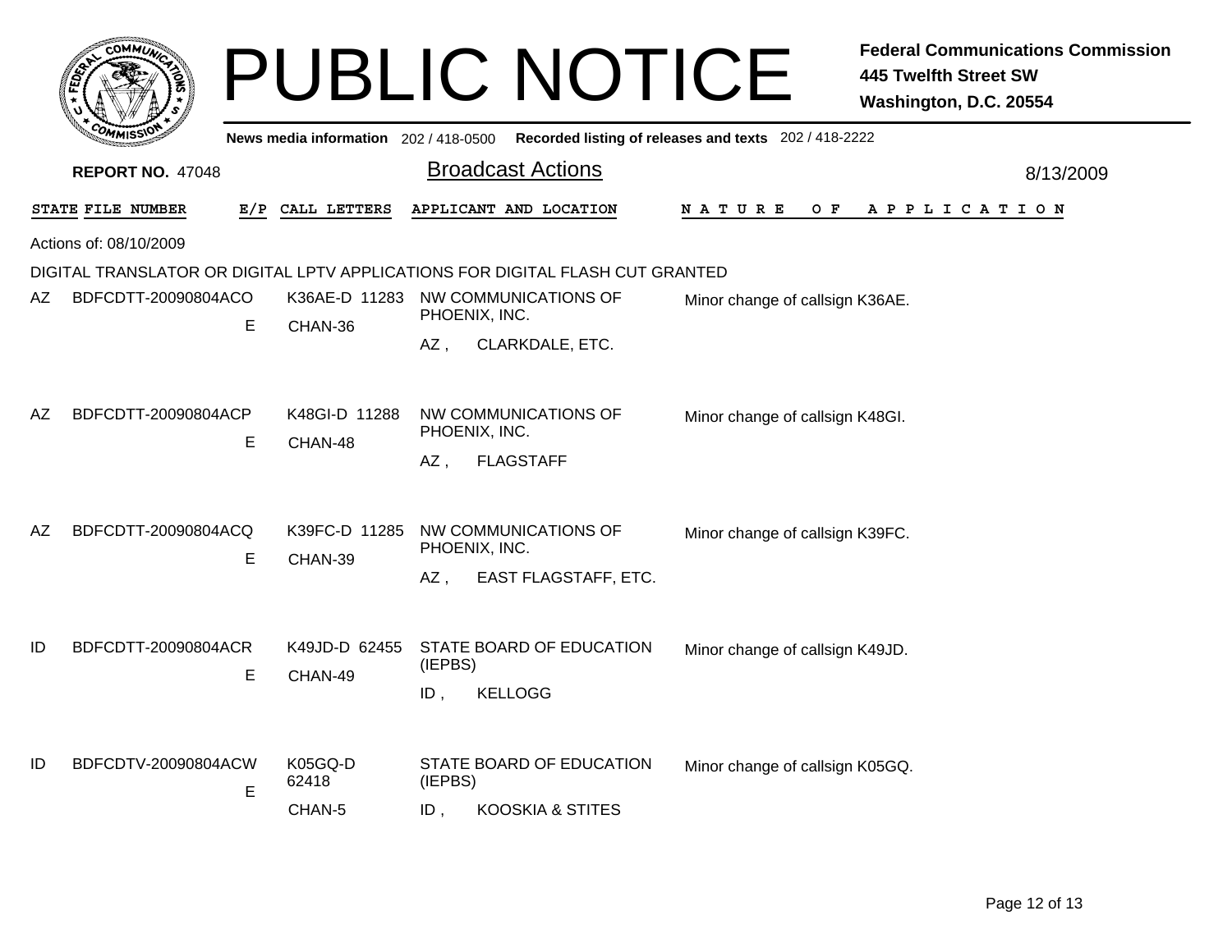# PUBLIC NOTICE

**Federal Communications Commission**
**445 Twelfth Street SW**
**Washington, D.C. 20554**

News media information 202 / 418-0500 Recorded listing of releases and texts 202 / 418-2222

**REPORT NO. 47048**

## Broadcast Actions

8/13/2009

Actions of: 08/10/2009

DIGITAL TRANSLATOR OR DIGITAL LPTV APPLICATIONS FOR DIGITAL FLASH CUT GRANTED

| STATE | FILE NUMBER | E/P | CALL LETTERS | APPLICANT AND LOCATION | NATURE OF APPLICATION |
|---|---|---|---|---|---|
| AZ | BDFCDTT-20090804ACO | E | K36AE-D 11283 CHAN-36 | NW COMMUNICATIONS OF PHOENIX, INC. AZ , CLARKDALE, ETC. | Minor change of callsign K36AE. |
| AZ | BDFCDTT-20090804ACP | E | K48GI-D 11288 CHAN-48 | NW COMMUNICATIONS OF PHOENIX, INC. AZ , FLAGSTAFF | Minor change of callsign K48GI. |
| AZ | BDFCDTT-20090804ACQ | E | K39FC-D 11285 CHAN-39 | NW COMMUNICATIONS OF PHOENIX, INC. AZ , EAST FLAGSTAFF, ETC. | Minor change of callsign K39FC. |
| ID | BDFCDTT-20090804ACR | E | K49JD-D 62455 CHAN-49 | STATE BOARD OF EDUCATION (IEPBS) ID , KELLOGG | Minor change of callsign K49JD. |
| ID | BDFCDTV-20090804ACW | E | K05GQ-D 62418 CHAN-5 | STATE BOARD OF EDUCATION (IEPBS) ID , KOOSKIA & STITES | Minor change of callsign K05GQ. |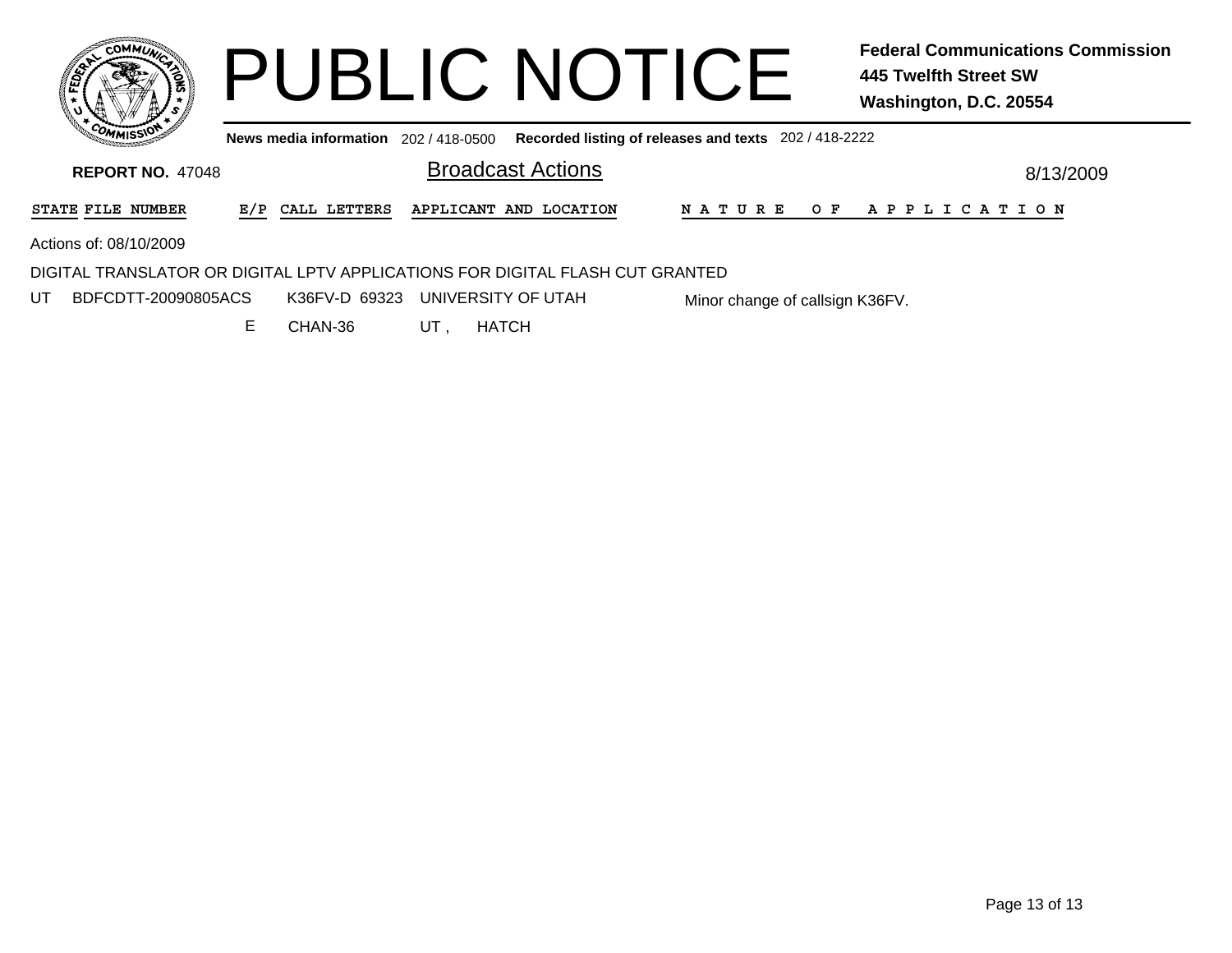# PUBLIC NOTICE

**Federal Communications Commission**
**445 Twelfth Street SW**
**Washington, D.C. 20554**

**News media information** 202 / 418-0500 **Recorded listing of releases and texts** 202 / 418-2222

**REPORT NO.** 47048

## Broadcast Actions

8/13/2009

| STATE | FILE NUMBER | E/P | CALL LETTERS | APPLICANT AND LOCATION | NATURE OF APPLICATION |
|---|---|---|---|---|---|

Actions of: 08/10/2009

DIGITAL TRANSLATOR OR DIGITAL LPTV APPLICATIONS FOR DIGITAL FLASH CUT GRANTED

| STATE | FILE NUMBER | E/P | CALL LETTERS | APPLICANT AND LOCATION | NATURE OF APPLICATION |
|---|---|---|---|---|---|
| UT | BDFCDTT-20090805ACS | E | K36FV-D 69323 CHAN-36 | UNIVERSITY OF UTAH UT , HATCH | Minor change of callsign K36FV. |